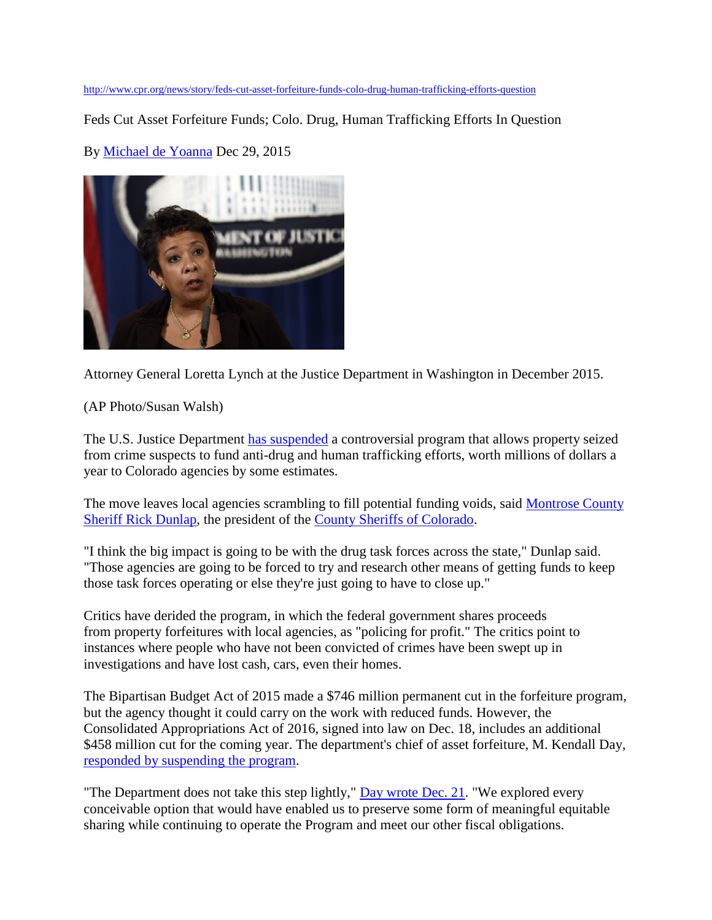http://www.cpr.org/news/story/feds-cut-asset-forfeiture-funds-colo-drug-human-trafficking-efforts-question

Feds Cut Asset Forfeiture Funds; Colo. Drug, Human Trafficking Efforts In Question

By Michael de Yoanna Dec 29, 2015

Attorney General Loretta Lynch at the Justice Department in Washington in December 2015.

(AP Photo/Susan Walsh)

The U.S. Justice Department has suspended a controversial program that allows property seized from crime suspects to fund anti-drug and human trafficking efforts, worth millions of dollars a year to Colorado agencies by some estimates.

The move leaves local agencies scrambling to fill potential funding voids, said Montrose County Sheriff Rick Dunlap, the president of the County Sheriffs of Colorado.

"I think the big impact is going to be with the drug task forces across the state," Dunlap said. "Those agencies are going to be forced to try and research other means of getting funds to keep those task forces operating or else they're just going to have to close up."

Critics have derided the program, in which the federal government shares proceeds from property forfeitures with local agencies, as "policing for profit." The critics point to instances where people who have not been convicted of crimes have been swept up in investigations and have lost cash, cars, even their homes.

The Bipartisan Budget Act of 2015 made a $746 million permanent cut in the forfeiture program, but the agency thought it could carry on the work with reduced funds. However, the Consolidated Appropriations Act of 2016, signed into law on Dec. 18, includes an additional $458 million cut for the coming year. The department's chief of asset forfeiture, M. Kendall Day, responded by suspending the program.

"The Department does not take this step lightly," Day wrote Dec. 21. "We explored every conceivable option that would have enabled us to preserve some form of meaningful equitable sharing while continuing to operate the Program and meet our other fiscal obligations.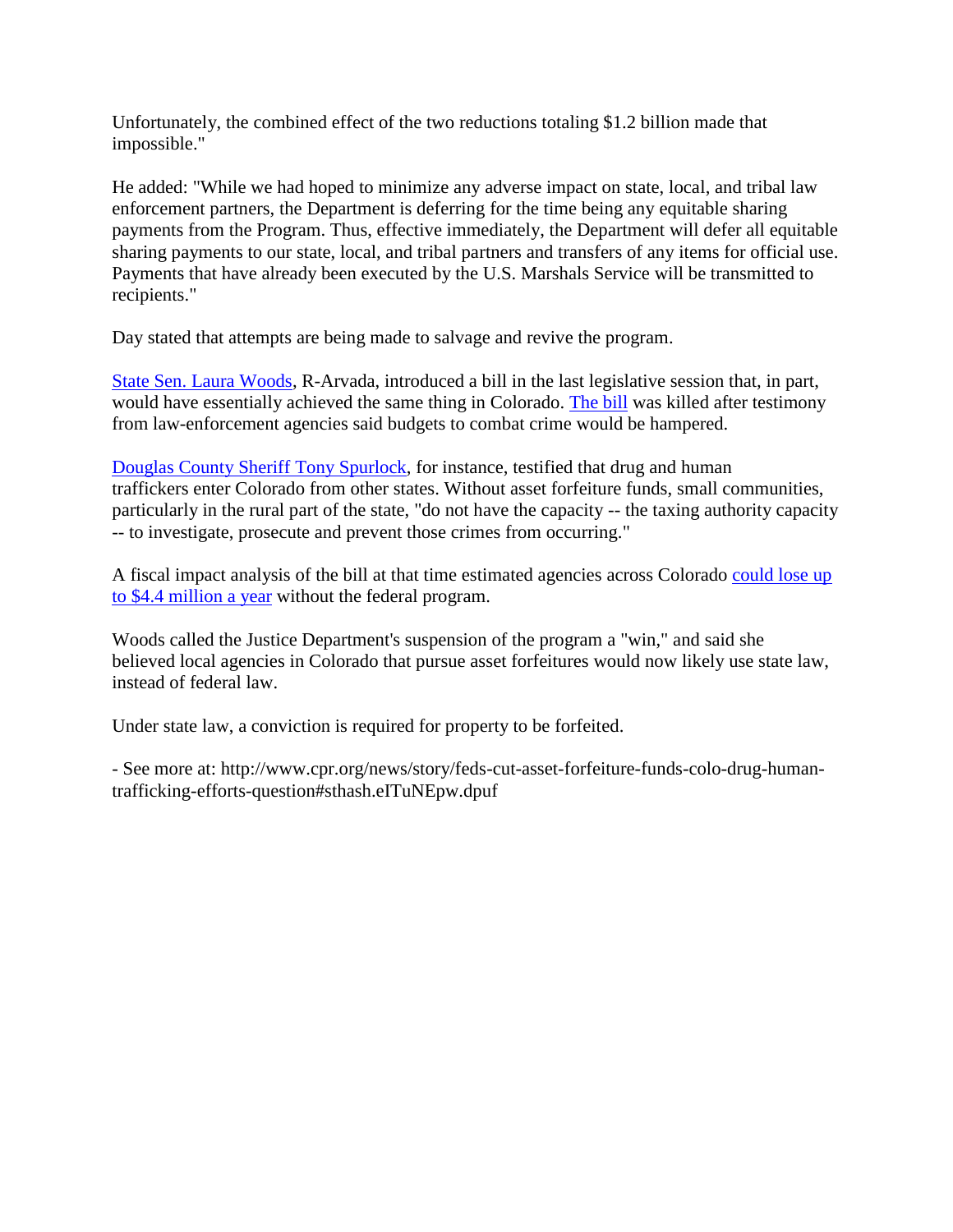Unfortunately, the combined effect of the two reductions totaling $1.2 billion made that impossible."

He added: "While we had hoped to minimize any adverse impact on state, local, and tribal law enforcement partners, the Department is deferring for the time being any equitable sharing payments from the Program. Thus, effective immediately, the Department will defer all equitable sharing payments to our state, local, and tribal partners and transfers of any items for official use. Payments that have already been executed by the U.S. Marshals Service will be transmitted to recipients."

Day stated that attempts are being made to salvage and revive the program.

State Sen. Laura Woods, R-Arvada, introduced a bill in the last legislative session that, in part, would have essentially achieved the same thing in Colorado. The bill was killed after testimony from law-enforcement agencies said budgets to combat crime would be hampered.

Douglas County Sheriff Tony Spurlock, for instance, testified that drug and human traffickers enter Colorado from other states. Without asset forfeiture funds, small communities, particularly in the rural part of the state, "do not have the capacity -- the taxing authority capacity -- to investigate, prosecute and prevent those crimes from occurring."

A fiscal impact analysis of the bill at that time estimated agencies across Colorado could lose up to $4.4 million a year without the federal program.

Woods called the Justice Department's suspension of the program a "win," and said she believed local agencies in Colorado that pursue asset forfeitures would now likely use state law, instead of federal law.

Under state law, a conviction is required for property to be forfeited.

- See more at: http://www.cpr.org/news/story/feds-cut-asset-forfeiture-funds-colo-drug-human-trafficking-efforts-question#sthash.eITuNEpw.dpuf